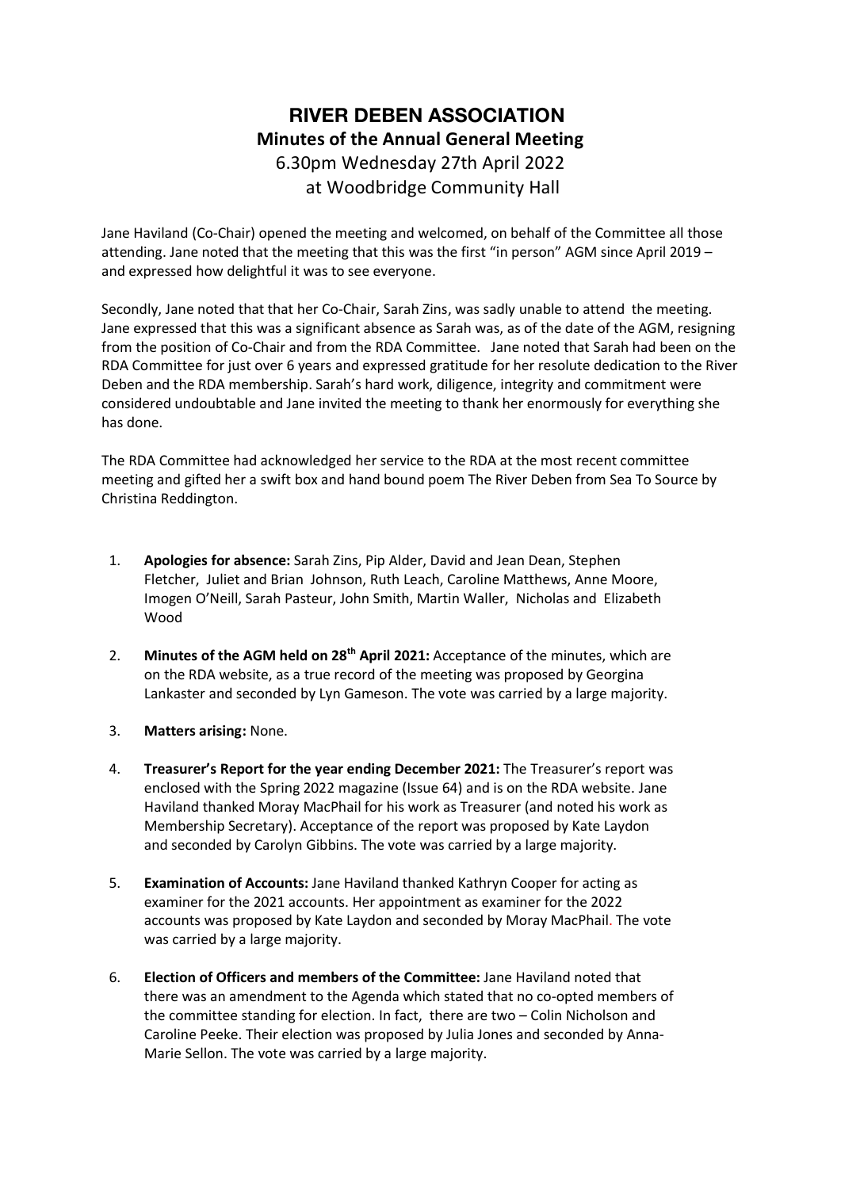# RIVER DEBEN ASSOCIATION

## Minutes of the Annual General Meeting

6.30pm Wednesday 27th April 2022
at Woodbridge Community Hall

Jane Haviland (Co-Chair) opened the meeting and welcomed, on behalf of the Committee all those attending. Jane noted that the meeting that this was the first "in person" AGM since April 2019 – and expressed how delightful it was to see everyone.

Secondly, Jane noted that that her Co-Chair, Sarah Zins, was sadly unable to attend the meeting. Jane expressed that this was a significant absence as Sarah was, as of the date of the AGM, resigning from the position of Co-Chair and from the RDA Committee. Jane noted that Sarah had been on the RDA Committee for just over 6 years and expressed gratitude for her resolute dedication to the River Deben and the RDA membership. Sarah's hard work, diligence, integrity and commitment were considered undoubtable and Jane invited the meeting to thank her enormously for everything she has done.

The RDA Committee had acknowledged her service to the RDA at the most recent committee meeting and gifted her a swift box and hand bound poem The River Deben from Sea To Source by Christina Reddington.

1. **Apologies for absence:** Sarah Zins, Pip Alder, David and Jean Dean, Stephen Fletcher, Juliet and Brian Johnson, Ruth Leach, Caroline Matthews, Anne Moore, Imogen O'Neill, Sarah Pasteur, John Smith, Martin Waller, Nicholas and Elizabeth Wood

2. **Minutes of the AGM held on 28th April 2021:** Acceptance of the minutes, which are on the RDA website, as a true record of the meeting was proposed by Georgina Lankaster and seconded by Lyn Gameson. The vote was carried by a large majority.

3. **Matters arising:** None.

4. **Treasurer's Report for the year ending December 2021:** The Treasurer's report was enclosed with the Spring 2022 magazine (Issue 64) and is on the RDA website. Jane Haviland thanked Moray MacPhail for his work as Treasurer (and noted his work as Membership Secretary). Acceptance of the report was proposed by Kate Laydon and seconded by Carolyn Gibbins. The vote was carried by a large majority.

5. **Examination of Accounts:** Jane Haviland thanked Kathryn Cooper for acting as examiner for the 2021 accounts. Her appointment as examiner for the 2022 accounts was proposed by Kate Laydon and seconded by Moray MacPhail. The vote was carried by a large majority.

6. **Election of Officers and members of the Committee:** Jane Haviland noted that there was an amendment to the Agenda which stated that no co-opted members of the committee standing for election. In fact, there are two – Colin Nicholson and Caroline Peeke. Their election was proposed by Julia Jones and seconded by Anna-Marie Sellon. The vote was carried by a large majority.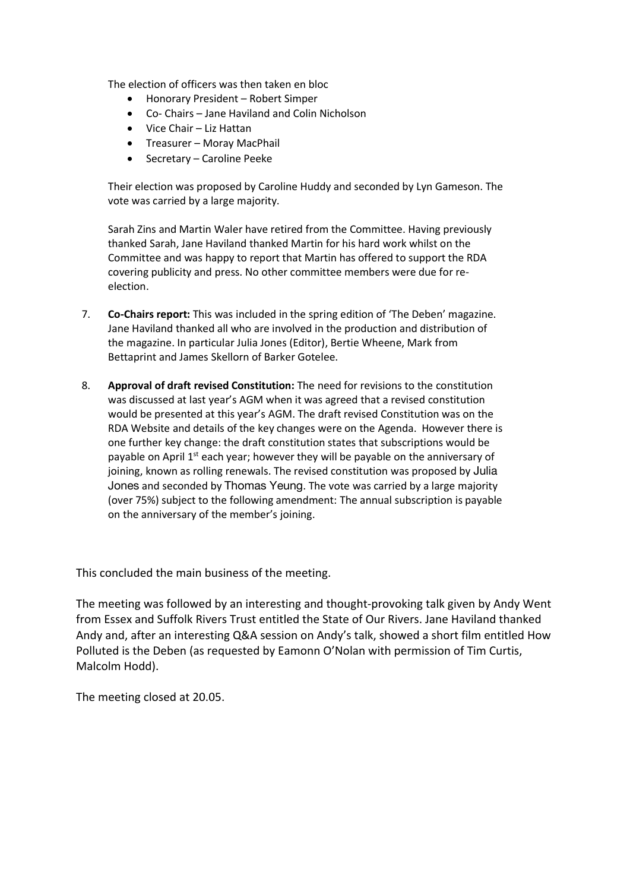The election of officers was then taken en bloc

- Honorary President – Robert Simper
- Co- Chairs – Jane Haviland and Colin Nicholson
- Vice Chair – Liz Hattan
- Treasurer – Moray MacPhail
- Secretary – Caroline Peeke

Their election was proposed by Caroline Huddy and seconded by Lyn Gameson. The vote was carried by a large majority.

Sarah Zins and Martin Waler have retired from the Committee. Having previously thanked Sarah, Jane Haviland thanked Martin for his hard work whilst on the Committee and was happy to report that Martin has offered to support the RDA covering publicity and press. No other committee members were due for re-election.

7. **Co-Chairs report:** This was included in the spring edition of 'The Deben' magazine. Jane Haviland thanked all who are involved in the production and distribution of the magazine. In particular Julia Jones (Editor), Bertie Wheene, Mark from Bettaprint and James Skellorn of Barker Gotelee.

8. **Approval of draft revised Constitution:** The need for revisions to the constitution was discussed at last year's AGM when it was agreed that a revised constitution would be presented at this year's AGM. The draft revised Constitution was on the RDA Website and details of the key changes were on the Agenda. However there is one further key change: the draft constitution states that subscriptions would be payable on April 1st each year; however they will be payable on the anniversary of joining, known as rolling renewals. The revised constitution was proposed by Julia Jones and seconded by Thomas Yeung. The vote was carried by a large majority (over 75%) subject to the following amendment: The annual subscription is payable on the anniversary of the member's joining.

This concluded the main business of the meeting.

The meeting was followed by an interesting and thought-provoking talk given by Andy Went from Essex and Suffolk Rivers Trust entitled the State of Our Rivers. Jane Haviland thanked Andy and, after an interesting Q&A session on Andy's talk, showed a short film entitled How Polluted is the Deben (as requested by Eamonn O'Nolan with permission of Tim Curtis, Malcolm Hodd).

The meeting closed at 20.05.